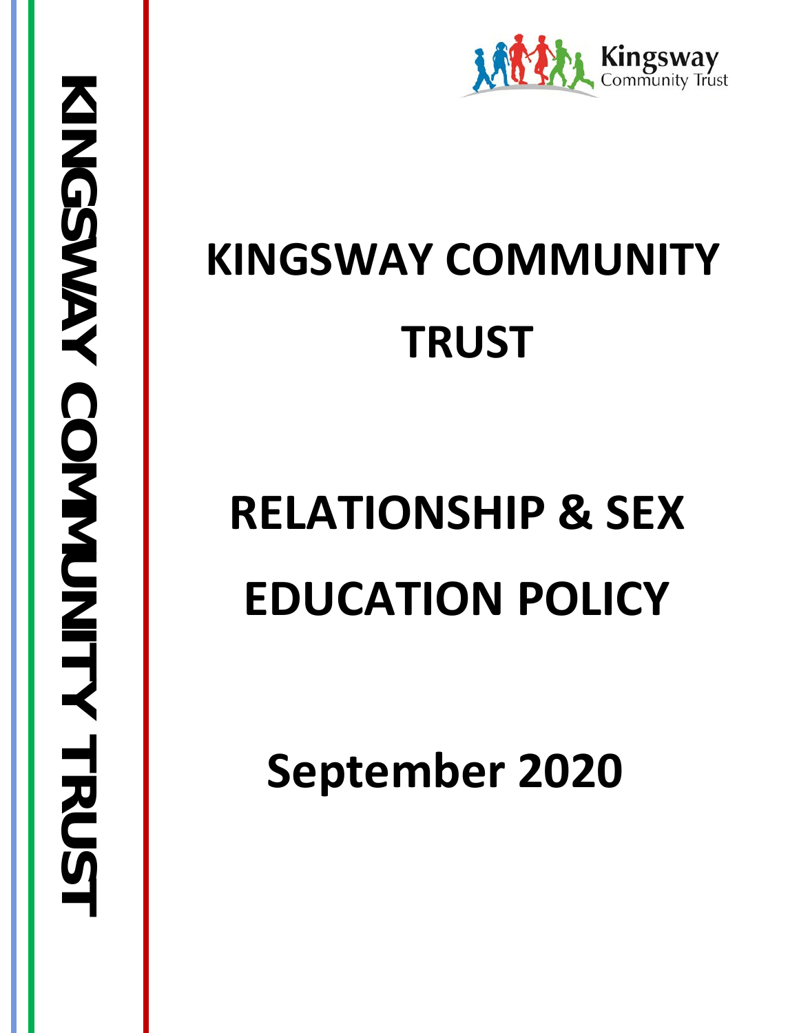# KINGSWAY COMMUNITY TRUST

# RELATIONSHIP & SEX EDUCATION POLICY

## September 2020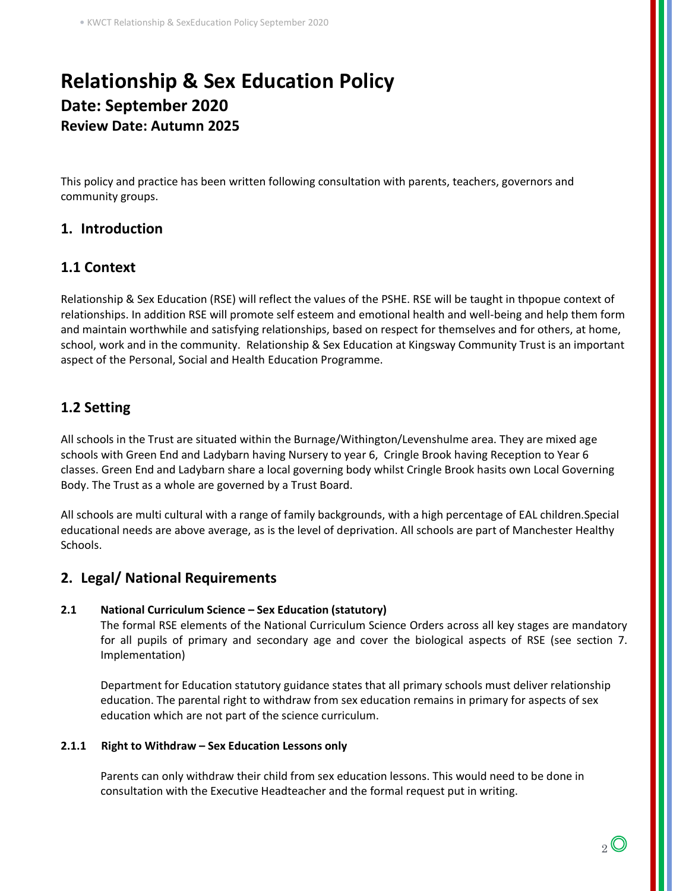# Relationship & Sex Education Policy

## Date: September 2020

### Review Date: Autumn 2025

This policy and practice has been written following consultation with parents, teachers, governors and community groups.

## 1. Introduction

## 1.1 Context

Relationship & Sex Education (RSE) will reflect the values of the PSHE. RSE will be taught in thpopue context of relationships. In addition RSE will promote self esteem and emotional health and well-being and help them form and maintain worthwhile and satisfying relationships, based on respect for themselves and for others, at home, school, work and in the community. Relationship & Sex Education at Kingsway Community Trust is an important aspect of the Personal, Social and Health Education Programme.

## 1.2 Setting

All schools in the Trust are situated within the Burnage/Withington/Levenshulme area. They are mixed age schools with Green End and Ladybarn having Nursery to year 6, Cringle Brook having Reception to Year 6 classes. Green End and Ladybarn share a local governing body whilst Cringle Brook hasits own Local Governing Body. The Trust as a whole are governed by a Trust Board.

All schools are multi cultural with a range of family backgrounds, with a high percentage of EAL children.Special educational needs are above average, as is the level of deprivation. All schools are part of Manchester Healthy Schools.

## 2. Legal/ National Requirements

**2.1 National Curriculum Science – Sex Education (statutory)**

The formal RSE elements of the National Curriculum Science Orders across all key stages are mandatory for all pupils of primary and secondary age and cover the biological aspects of RSE (see section 7. Implementation)

Department for Education statutory guidance states that all primary schools must deliver relationship education. The parental right to withdraw from sex education remains in primary for aspects of sex education which are not part of the science curriculum.

**2.1.1 Right to Withdraw – Sex Education Lessons only**

Parents can only withdraw their child from sex education lessons. This would need to be done in consultation with the Executive Headteacher and the formal request put in writing.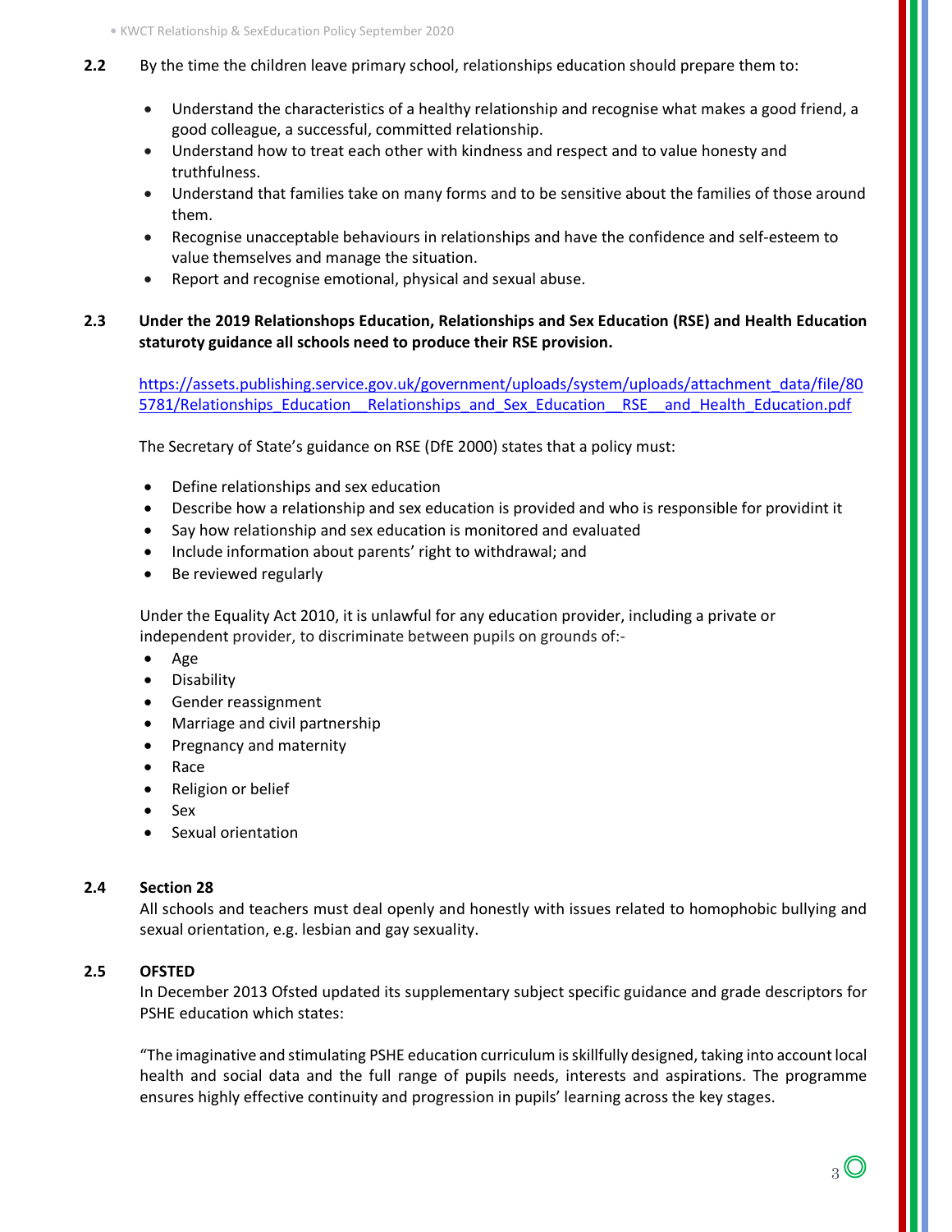**2.2** By the time the children leave primary school, relationships education should prepare them to:

- Understand the characteristics of a healthy relationship and recognise what makes a good friend, a good colleague, a successful, committed relationship.
- Understand how to treat each other with kindness and respect and to value honesty and truthfulness.
- Understand that families take on many forms and to be sensitive about the families of those around them.
- Recognise unacceptable behaviours in relationships and have the confidence and self-esteem to value themselves and manage the situation.
- Report and recognise emotional, physical and sexual abuse.

**2.3** **Under the 2019 Relationshops Education, Relationships and Sex Education (RSE) and Health Education staturoty guidance all schools need to produce their RSE provision.**

https://assets.publishing.service.gov.uk/government/uploads/system/uploads/attachment_data/file/805781/Relationships_Education__Relationships_and_Sex_Education__RSE__and_Health_Education.pdf

The Secretary of State's guidance on RSE (DfE 2000) states that a policy must:

- Define relationships and sex education
- Describe how a relationship and sex education is provided and who is responsible for providint it
- Say how relationship and sex education is monitored and evaluated
- Include information about parents' right to withdrawal; and
- Be reviewed regularly

Under the Equality Act 2010, it is unlawful for any education provider, including a private or independent provider, to discriminate between pupils on grounds of:-

- Age
- Disability
- Gender reassignment
- Marriage and civil partnership
- Pregnancy and maternity
- Race
- Religion or belief
- Sex
- Sexual orientation

**2.4** **Section 28**

All schools and teachers must deal openly and honestly with issues related to homophobic bullying and sexual orientation, e.g. lesbian and gay sexuality.

**2.5** **OFSTED**

In December 2013 Ofsted updated its supplementary subject specific guidance and grade descriptors for PSHE education which states:

"The imaginative and stimulating PSHE education curriculum is skillfully designed, taking into account local health and social data and the full range of pupils needs, interests and aspirations. The programme ensures highly effective continuity and progression in pupils' learning across the key stages.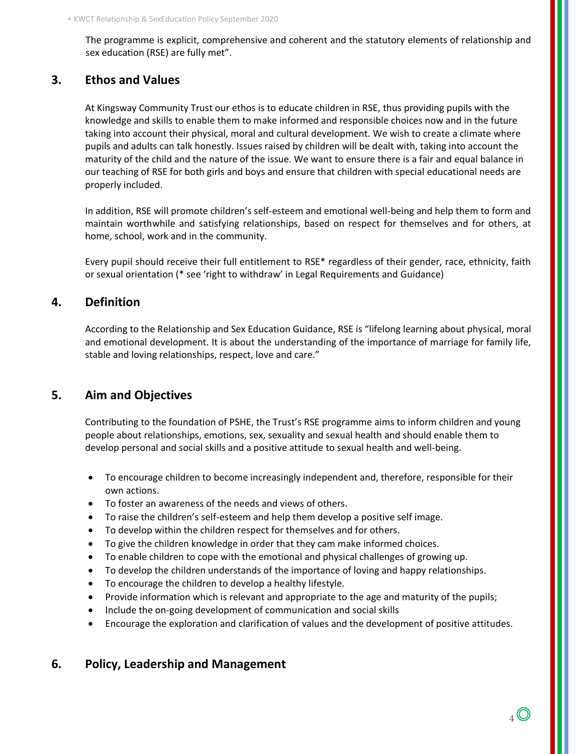The programme is explicit, comprehensive and coherent and the statutory elements of relationship and sex education (RSE) are fully met".

## 3. Ethos and Values

At Kingsway Community Trust our ethos is to educate children in RSE, thus providing pupils with the knowledge and skills to enable them to make informed and responsible choices now and in the future taking into account their physical, moral and cultural development. We wish to create a climate where pupils and adults can talk honestly. Issues raised by children will be dealt with, taking into account the maturity of the child and the nature of the issue. We want to ensure there is a fair and equal balance in our teaching of RSE for both girls and boys and ensure that children with special educational needs are properly included.

In addition, RSE will promote children's self-esteem and emotional well-being and help them to form and maintain worthwhile and satisfying relationships, based on respect for themselves and for others, at home, school, work and in the community.

Every pupil should receive their full entitlement to RSE* regardless of their gender, race, ethnicity, faith or sexual orientation (* see 'right to withdraw' in Legal Requirements and Guidance)

## 4. Definition

According to the Relationship and Sex Education Guidance, RSE is "lifelong learning about physical, moral and emotional development. It is about the understanding of the importance of marriage for family life, stable and loving relationships, respect, love and care."

## 5. Aim and Objectives

Contributing to the foundation of PSHE, the Trust's RSE programme aims to inform children and young people about relationships, emotions, sex, sexuality and sexual health and should enable them to develop personal and social skills and a positive attitude to sexual health and well-being.

- To encourage children to become increasingly independent and, therefore, responsible for their own actions.
- To foster an awareness of the needs and views of others.
- To raise the children's self-esteem and help them develop a positive self image.
- To develop within the children respect for themselves and for others.
- To give the children knowledge in order that they cam make informed choices.
- To enable children to cope with the emotional and physical challenges of growing up.
- To develop the children understands of the importance of loving and happy relationships.
- To encourage the children to develop a healthy lifestyle.
- Provide information which is relevant and appropriate to the age and maturity of the pupils;
- Include the on-going development of communication and social skills
- Encourage the exploration and clarification of values and the development of positive attitudes.

## 6. Policy, Leadership and Management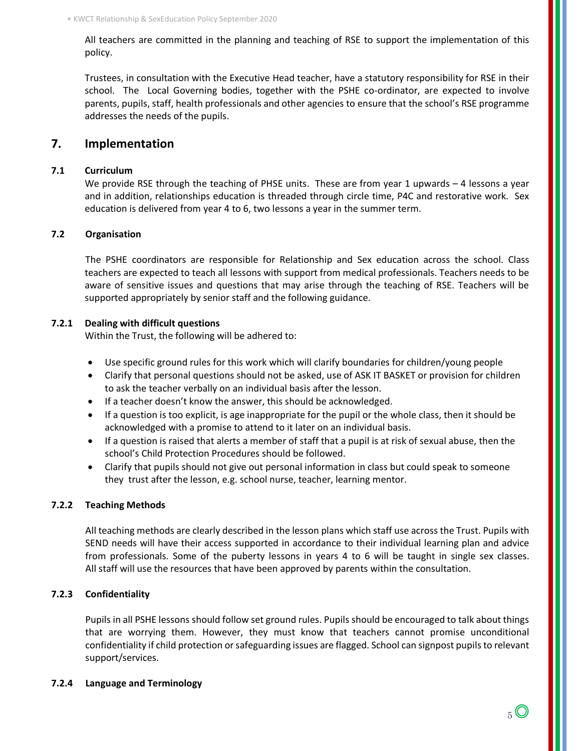All teachers are committed in the planning and teaching of RSE to support the implementation of this policy.

Trustees, in consultation with the Executive Head teacher, have a statutory responsibility for RSE in their school. The Local Governing bodies, together with the PSHE co-ordinator, are expected to involve parents, pupils, staff, health professionals and other agencies to ensure that the school's RSE programme addresses the needs of the pupils.

## 7. Implementation

### 7.1 Curriculum

We provide RSE through the teaching of PHSE units. These are from year 1 upwards – 4 lessons a year and in addition, relationships education is threaded through circle time, P4C and restorative work. Sex education is delivered from year 4 to 6, two lessons a year in the summer term.

### 7.2 Organisation

The PSHE coordinators are responsible for Relationship and Sex education across the school. Class teachers are expected to teach all lessons with support from medical professionals. Teachers needs to be aware of sensitive issues and questions that may arise through the teaching of RSE. Teachers will be supported appropriately by senior staff and the following guidance.

#### 7.2.1 Dealing with difficult questions

Within the Trust, the following will be adhered to:

- Use specific ground rules for this work which will clarify boundaries for children/young people
- Clarify that personal questions should not be asked, use of ASK IT BASKET or provision for children to ask the teacher verbally on an individual basis after the lesson.
- If a teacher doesn't know the answer, this should be acknowledged.
- If a question is too explicit, is age inappropriate for the pupil or the whole class, then it should be acknowledged with a promise to attend to it later on an individual basis.
- If a question is raised that alerts a member of staff that a pupil is at risk of sexual abuse, then the school's Child Protection Procedures should be followed.
- Clarify that pupils should not give out personal information in class but could speak to someone they trust after the lesson, e.g. school nurse, teacher, learning mentor.

#### 7.2.2 Teaching Methods

All teaching methods are clearly described in the lesson plans which staff use across the Trust. Pupils with SEND needs will have their access supported in accordance to their individual learning plan and advice from professionals. Some of the puberty lessons in years 4 to 6 will be taught in single sex classes. All staff will use the resources that have been approved by parents within the consultation.

#### 7.2.3 Confidentiality

Pupils in all PSHE lessons should follow set ground rules. Pupils should be encouraged to talk about things that are worrying them. However, they must know that teachers cannot promise unconditional confidentiality if child protection or safeguarding issues are flagged. School can signpost pupils to relevant support/services.

#### 7.2.4 Language and Terminology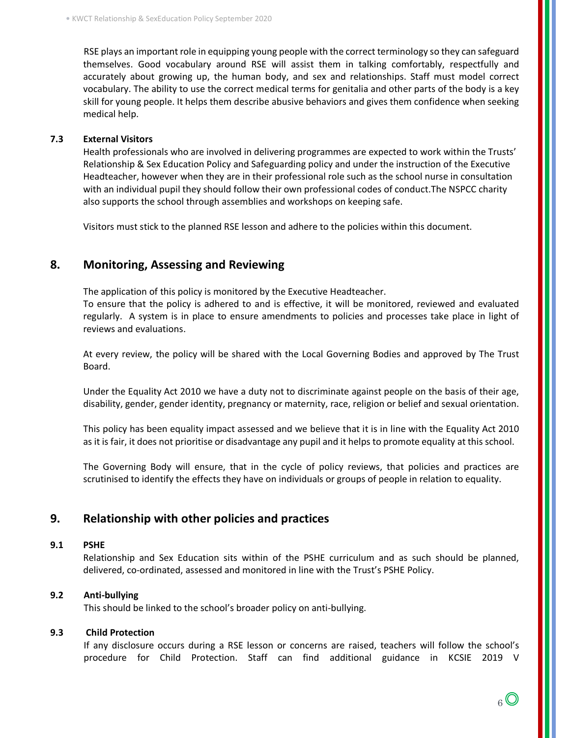RSE plays an important role in equipping young people with the correct terminology so they can safeguard themselves. Good vocabulary around RSE will assist them in talking comfortably, respectfully and accurately about growing up, the human body, and sex and relationships. Staff must model correct vocabulary. The ability to use the correct medical terms for genitalia and other parts of the body is a key skill for young people. It helps them describe abusive behaviors and gives them confidence when seeking medical help.

### 7.3 External Visitors

Health professionals who are involved in delivering programmes are expected to work within the Trusts' Relationship & Sex Education Policy and Safeguarding policy and under the instruction of the Executive Headteacher, however when they are in their professional role such as the school nurse in consultation with an individual pupil they should follow their own professional codes of conduct.The NSPCC charity also supports the school through assemblies and workshops on keeping safe.

Visitors must stick to the planned RSE lesson and adhere to the policies within this document.

## 8. Monitoring, Assessing and Reviewing

The application of this policy is monitored by the Executive Headteacher.
To ensure that the policy is adhered to and is effective, it will be monitored, reviewed and evaluated regularly. A system is in place to ensure amendments to policies and processes take place in light of reviews and evaluations.

At every review, the policy will be shared with the Local Governing Bodies and approved by The Trust Board.

Under the Equality Act 2010 we have a duty not to discriminate against people on the basis of their age, disability, gender, gender identity, pregnancy or maternity, race, religion or belief and sexual orientation.

This policy has been equality impact assessed and we believe that it is in line with the Equality Act 2010 as it is fair, it does not prioritise or disadvantage any pupil and it helps to promote equality at this school.

The Governing Body will ensure, that in the cycle of policy reviews, that policies and practices are scrutinised to identify the effects they have on individuals or groups of people in relation to equality.

## 9. Relationship with other policies and practices

### 9.1 PSHE

Relationship and Sex Education sits within of the PSHE curriculum and as such should be planned, delivered, co-ordinated, assessed and monitored in line with the Trust's PSHE Policy.

### 9.2 Anti-bullying

This should be linked to the school's broader policy on anti-bullying.

### 9.3 Child Protection

If any disclosure occurs during a RSE lesson or concerns are raised, teachers will follow the school's procedure for Child Protection. Staff can find additional guidance in KCSIE 2019 V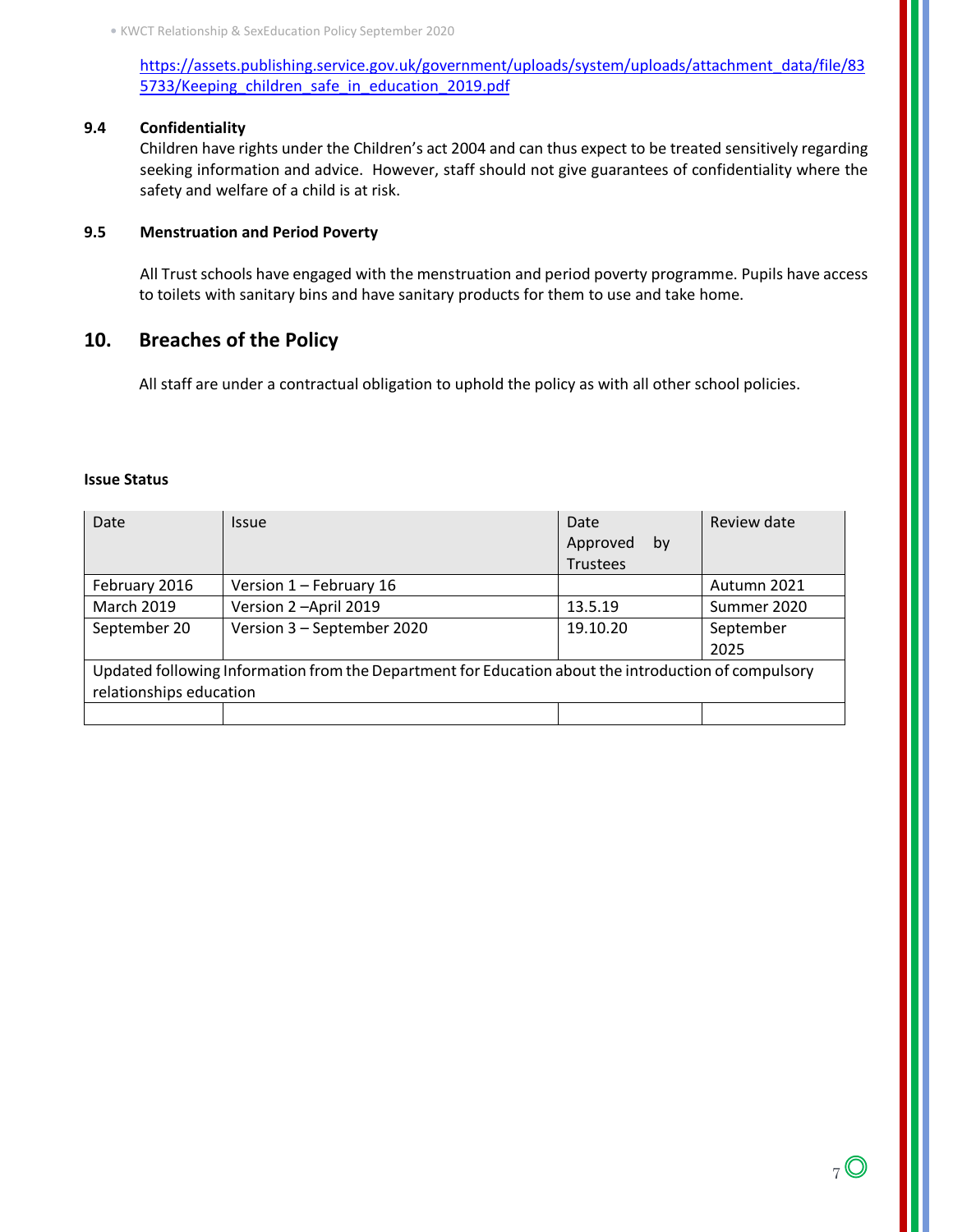https://assets.publishing.service.gov.uk/government/uploads/system/uploads/attachment_data/file/835733/Keeping_children_safe_in_education_2019.pdf

### 9.4 Confidentiality

Children have rights under the Children's act 2004 and can thus expect to be treated sensitively regarding seeking information and advice. However, staff should not give guarantees of confidentiality where the safety and welfare of a child is at risk.

### 9.5 Menstruation and Period Poverty

All Trust schools have engaged with the menstruation and period poverty programme. Pupils have access to toilets with sanitary bins and have sanitary products for them to use and take home.

## 10. Breaches of the Policy

All staff are under a contractual obligation to uphold the policy as with all other school policies.

**Issue Status**

| Date | Issue | Date Approved by Trustees | Review date |
|---|---|---|---|
| February 2016 | Version 1 – February 16 | | Autumn 2021 |
| March 2019 | Version 2 –April 2019 | 13.5.19 | Summer 2020 |
| September 20 | Version 3 – September 2020 | 19.10.20 | September 2025 |
| Updated following Information from the Department for Education about the introduction of compulsory relationships education | | | |
| | | | |